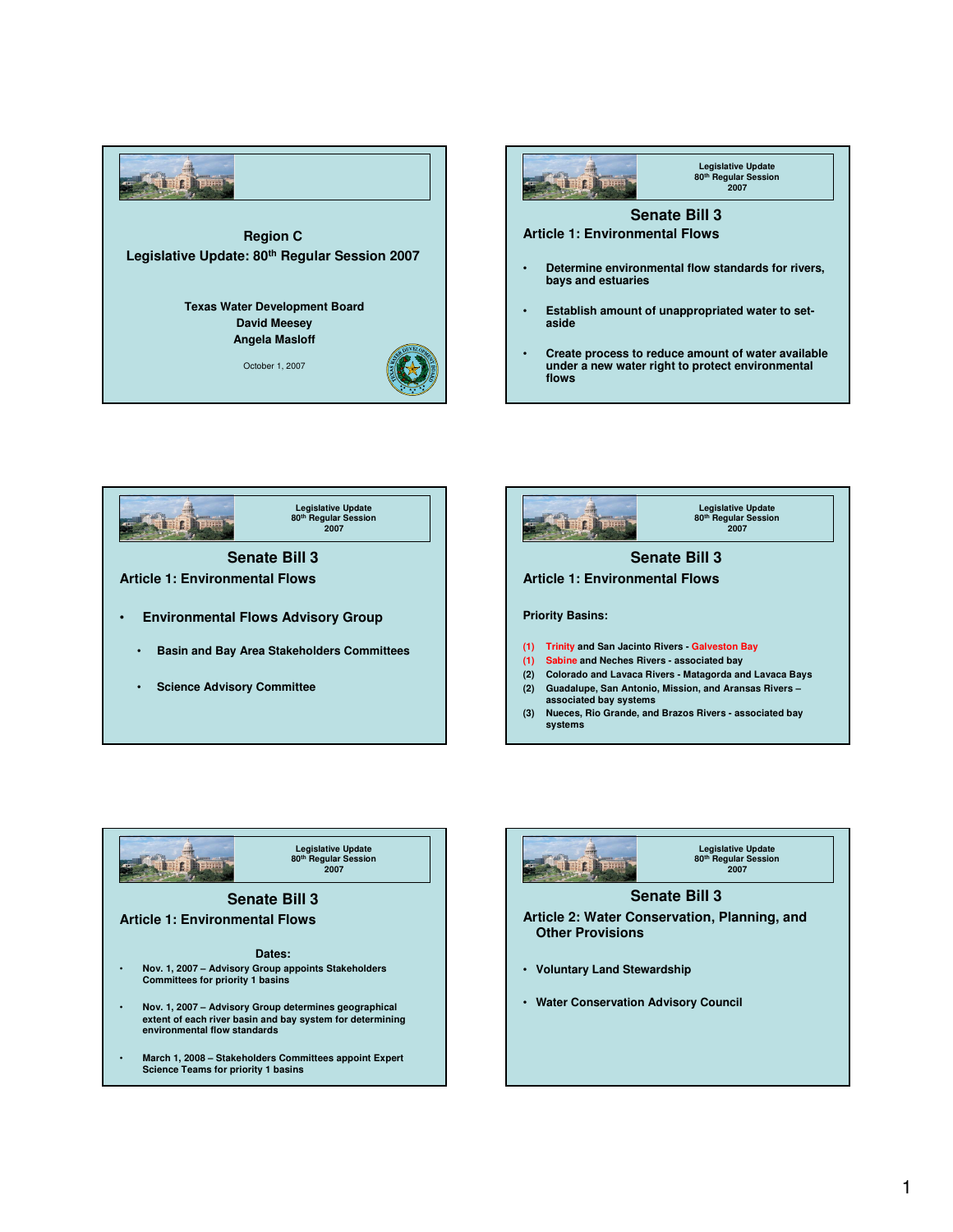## Region C
## Legislative Update: 80th Regular Session 2007

Texas Water Development Board
David Meesey
Angela Masloff

October 1, 2007

---

Legislative Update
80th Regular Session
2007

## Senate Bill 3
### Article 1: Environmental Flows

- Determine environmental flow standards for rivers, bays and estuaries
- Establish amount of unappropriated water to set-aside
- Create process to reduce amount of water available under a new water right to protect environmental flows

---

Legislative Update
80th Regular Session
2007

## Senate Bill 3
### Article 1: Environmental Flows

- Environmental Flows Advisory Group
  - Basin and Bay Area Stakeholders Committees
  - Science Advisory Committee

---

Legislative Update
80th Regular Session
2007

## Senate Bill 3
### Article 1: Environmental Flows

Priority Basins:

(1) Trinity and San Jacinto Rivers - Galveston Bay
(1) Sabine and Neches Rivers - associated bay
(2) Colorado and Lavaca Rivers - Matagorda and Lavaca Bays
(2) Guadalupe, San Antonio, Mission, and Aransas Rivers – associated bay systems
(3) Nueces, Rio Grande, and Brazos Rivers - associated bay systems

---

Legislative Update
80th Regular Session
2007

## Senate Bill 3
### Article 1: Environmental Flows

Dates:

- Nov. 1, 2007 – Advisory Group appoints Stakeholders Committees for priority 1 basins
- Nov. 1, 2007 – Advisory Group determines geographical extent of each river basin and bay system for determining environmental flow standards
- March 1, 2008 – Stakeholders Committees appoint Expert Science Teams for priority 1 basins

---

Legislative Update
80th Regular Session
2007

## Senate Bill 3
### Article 2: Water Conservation, Planning, and Other Provisions

- Voluntary Land Stewardship
- Water Conservation Advisory Council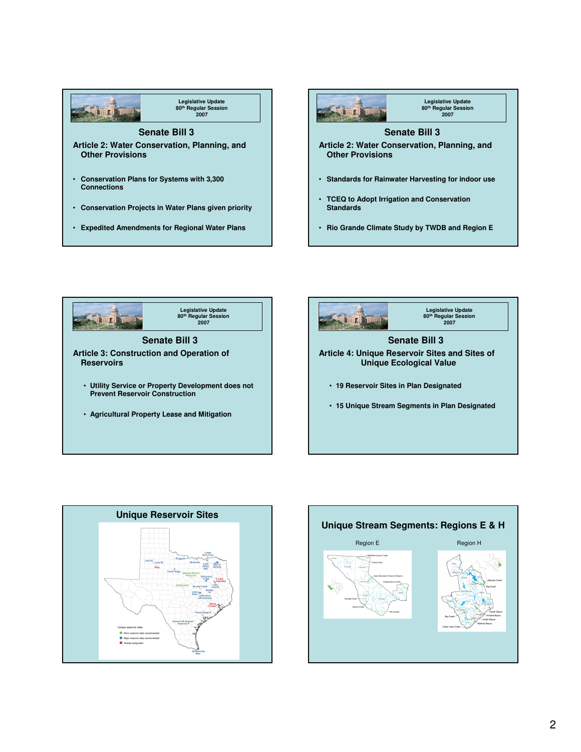Legislative Update
80th Regular Session
2007

## Senate Bill 3

### Article 2: Water Conservation, Planning, and Other Provisions

- Conservation Plans for Systems with 3,300 Connections
- Conservation Projects in Water Plans given priority
- Expedited Amendments for Regional Water Plans

Legislative Update
80th Regular Session
2007

## Senate Bill 3

### Article 2: Water Conservation, Planning, and Other Provisions

- Standards for Rainwater Harvesting for indoor use
- TCEQ to Adopt Irrigation and Conservation Standards
- Rio Grande Climate Study by TWDB and Region E

Legislative Update
80th Regular Session
2007

## Senate Bill 3

### Article 3: Construction and Operation of Reservoirs

- Utility Service or Property Development does not Prevent Reservoir Construction
- Agricultural Property Lease and Mitigation

Legislative Update
80th Regular Session
2007

## Senate Bill 3

### Article 4: Unique Reservoir Sites and Sites of Unique Ecological Value

- 19 Reservoir Sites in Plan Designated
- 15 Unique Stream Segments in Plan Designated

## Unique Reservoir Sites

## Unique Stream Segments: Regions E & H

Region E

Region H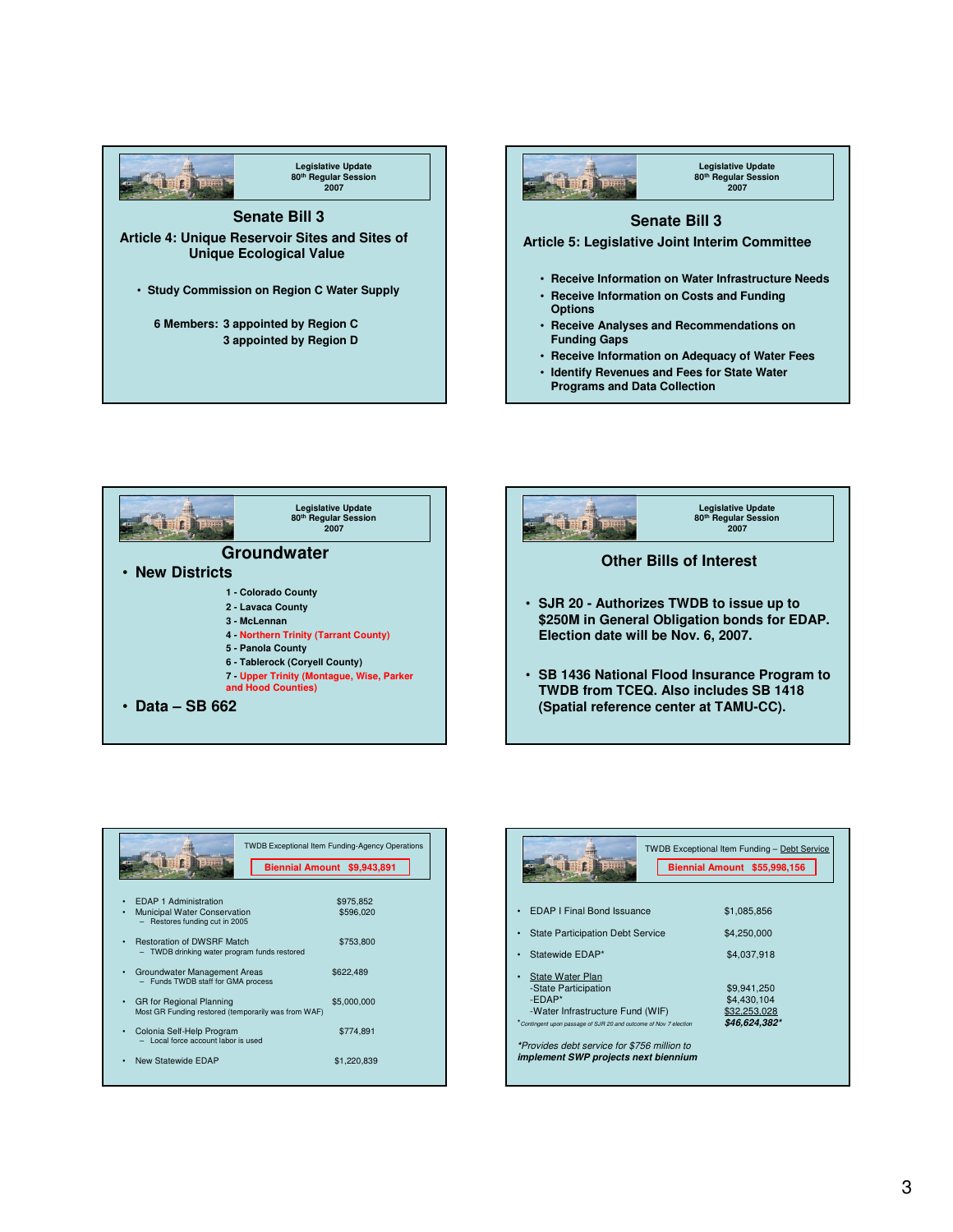Legislative Update
80th Regular Session
2007

## Senate Bill 3

### Article 4: Unique Reservoir Sites and Sites of Unique Ecological Value

- Study Commission on Region C Water Supply

6 Members: 3 appointed by Region C
3 appointed by Region D

---

Legislative Update
80th Regular Session
2007

## Senate Bill 3

### Article 5: Legislative Joint Interim Committee

- Receive Information on Water Infrastructure Needs
- Receive Information on Costs and Funding Options
- Receive Analyses and Recommendations on Funding Gaps
- Receive Information on Adequacy of Water Fees
- Identify Revenues and Fees for State Water Programs and Data Collection

---

Legislative Update
80th Regular Session
2007

## Groundwater

- **New Districts**
  - 1 - Colorado County
  - 2 - Lavaca County
  - 3 - McLennan
  - 4 - Northern Trinity (Tarrant County)
  - 5 - Panola County
  - 6 - Tablerock (Coryell County)
  - 7 - Upper Trinity (Montague, Wise, Parker and Hood Counties)
- **Data – SB 662**

---

Legislative Update
80th Regular Session
2007

## Other Bills of Interest

- SJR 20 - Authorizes TWDB to issue up to $250M in General Obligation bonds for EDAP. Election date will be Nov. 6, 2007.
- SB 1436 National Flood Insurance Program to TWDB from TCEQ. Also includes SB 1418 (Spatial reference center at TAMU-CC).

---

TWDB Exceptional Item Funding-Agency Operations

**Biennial Amount $9,943,891**

| Item | Amount |
|---|---|
| EDAP 1 Administration | $975,852 |
| Municipal Water Conservation – Restores funding cut in 2005 | $596,020 |
| Restoration of DWSRF Match – TWDB drinking water program funds restored | $753,800 |
| Groundwater Management Areas – Funds TWDB staff for GMA process | $622,489 |
| GR for Regional Planning – Most GR Funding restored (temporarily was from WAF) | $5,000,000 |
| Colonia Self-Help Program – Local force account labor is used | $774,891 |
| New Statewide EDAP | $1,220,839 |

---

TWDB Exceptional Item Funding – Debt Service

**Biennial Amount $55,998,156**

| Item | Amount |
|---|---|
| EDAP I Final Bond Issuance | $1,085,856 |
| State Participation Debt Service | $4,250,000 |
| Statewide EDAP* | $4,037,918 |
| State Water Plan | |
| -State Participation | $9,941,250 |
| -EDAP* | $4,430,104 |
| -Water Infrastructure Fund (WIF) | $32,253,028 |
| | *$46,624,382** |

*Contingent upon passage of SJR 20 and outcome of Nov 7 election

*\*Provides debt service for $756 million to implement SWP projects next biennium*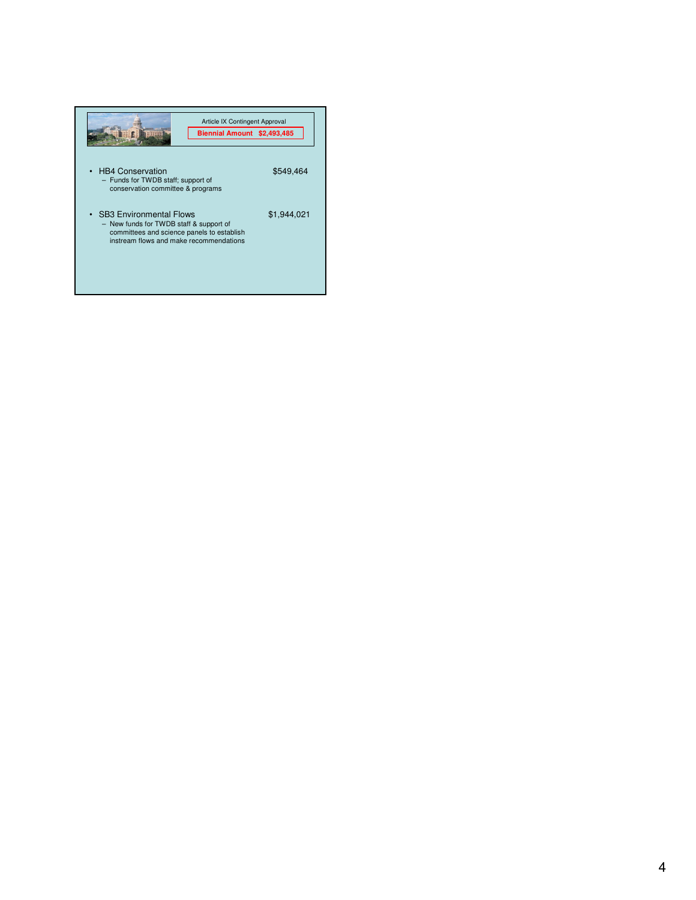Article IX Contingent Approval

**Biennial Amount $2,493,485**

- HB4 Conservation — $549,464
  - Funds for TWDB staff; support of conservation committee & programs
- SB3 Environmental Flows — $1,944,021
  - New funds for TWDB staff & support of committees and science panels to establish instream flows and make recommendations